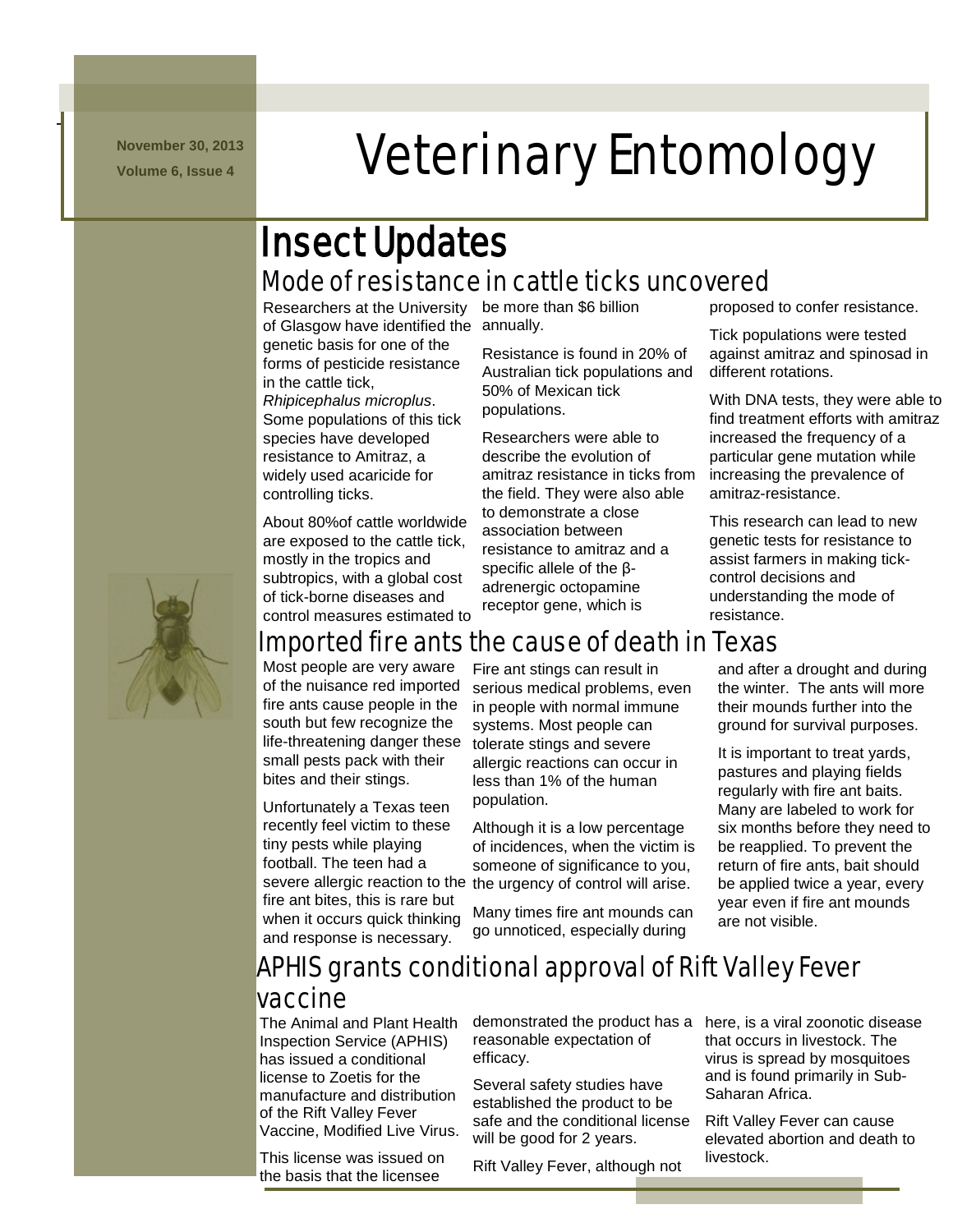November 30, 2013

Volume 6, Issue 4

# Veterinary Entomology

## Insect Updates

### Mode of resistance in cattle ticks uncovered

Researchers at the University of Glasgow have identified the genetic basis for one of the forms of pesticide resistance in the cattle tick, *Rhipicephalus microplus*. Some populations of this tick species have developed resistance to Amitraz, a widely used acaricide for controlling ticks.

About 80%of cattle worldwide are exposed to the cattle tick, mostly in the tropics and subtropics, with a global cost of tick-borne diseases and control measures estimated to be more than $6 billion annually.

Resistance is found in 20% of Australian tick populations and 50% of Mexican tick populations.

Researchers were able to describe the evolution of amitraz resistance in ticks from the field. They were also able to demonstrate a close association between resistance to amitraz and a specific allele of the β-adrenergic octopamine receptor gene, which is proposed to confer resistance.

Tick populations were tested against amitraz and spinosad in different rotations.

With DNA tests, they were able to find treatment efforts with amitraz increased the frequency of a particular gene mutation while increasing the prevalence of amitraz-resistance.

This research can lead to new genetic tests for resistance to assist farmers in making tick-control decisions and understanding the mode of resistance.

### Imported fire ants the cause of death in Texas

Most people are very aware of the nuisance red imported fire ants cause people in the south but few recognize the life-threatening danger these small pests pack with their bites and their stings.

Unfortunately a Texas teen recently feel victim to these tiny pests while playing football. The teen had a severe allergic reaction to the fire ant bites, this is rare but when it occurs quick thinking and response is necessary.

Fire ant stings can result in serious medical problems, even in people with normal immune systems. Most people can tolerate stings and severe allergic reactions can occur in less than 1% of the human population.

Although it is a low percentage of incidences, when the victim is someone of significance to you, the urgency of control will arise.

Many times fire ant mounds can go unnoticed, especially during and after a drought and during the winter. The ants will more their mounds further into the ground for survival purposes.

It is important to treat yards, pastures and playing fields regularly with fire ant baits. Many are labeled to work for six months before they need to be reapplied. To prevent the return of fire ants, bait should be applied twice a year, every year even if fire ant mounds are not visible.

### APHIS grants conditional approval of Rift Valley Fever vaccine

The Animal and Plant Health Inspection Service (APHIS) has issued a conditional license to Zoetis for the manufacture and distribution of the Rift Valley Fever Vaccine, Modified Live Virus.

This license was issued on the basis that the licensee demonstrated the product has a reasonable expectation of efficacy.

Several safety studies have established the product to be safe and the conditional license will be good for 2 years.

Rift Valley Fever, although not here, is a viral zoonotic disease that occurs in livestock. The virus is spread by mosquitoes and is found primarily in Sub-Saharan Africa.

Rift Valley Fever can cause elevated abortion and death to livestock.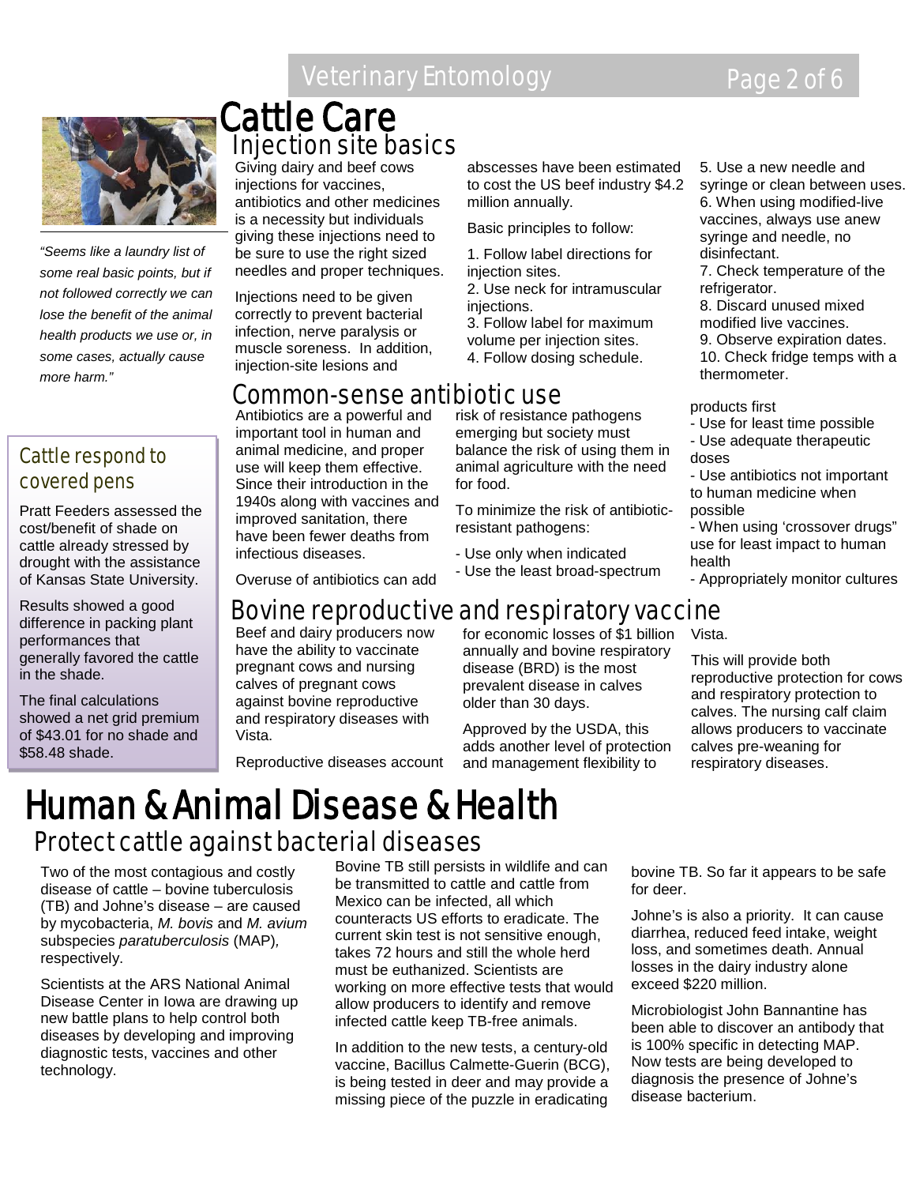# Cattle Care

*"Seems like a laundry list of some real basic points, but if not followed correctly we can lose the benefit of the animal health products we use or, in some cases, actually cause more harm."*

## Injection site basics

Giving dairy and beef cows injections for vaccines, antibiotics and other medicines is a necessity but individuals giving these injections need to be sure to use the right sized needles and proper techniques.

Injections need to be given correctly to prevent bacterial infection, nerve paralysis or muscle soreness. In addition, injection-site lesions and abscesses have been estimated to cost the US beef industry $4.2 million annually.

Basic principles to follow:

1. Follow label directions for injection sites.
2. Use neck for intramuscular injections.
3. Follow label for maximum volume per injection sites.
4. Follow dosing schedule.
5. Use a new needle and syringe or clean between uses.
6. When using modified-live vaccines, always use anew syringe and needle, no disinfectant.
7. Check temperature of the refrigerator.
8. Discard unused mixed modified live vaccines.
9. Observe expiration dates.
10. Check fridge temps with a thermometer.

## Common-sense antibiotic use

Antibiotics are a powerful and important tool in human and animal medicine, and proper use will keep them effective. Since their introduction in the 1940s along with vaccines and improved sanitation, there have been fewer deaths from infectious diseases.

Overuse of antibiotics can add risk of resistance pathogens emerging but society must balance the risk of using them in animal agriculture with the need for food.

To minimize the risk of antibiotic-resistant pathogens:

- Use only when indicated
- Use the least broad-spectrum products first
- Use for least time possible
- Use adequate therapeutic doses
- Use antibiotics not important to human medicine when possible
- When using 'crossover drugs" use for least impact to human health
- Appropriately monitor cultures

## Cattle respond to covered pens

Pratt Feeders assessed the cost/benefit of shade on cattle already stressed by drought with the assistance of Kansas State University.

Results showed a good difference in packing plant performances that generally favored the cattle in the shade.

The final calculations showed a net grid premium of $43.01 for no shade and $58.48 shade.

## Bovine reproductive and respiratory vaccine

Beef and dairy producers now have the ability to vaccinate pregnant cows and nursing calves of pregnant cows against bovine reproductive and respiratory diseases with Vista.

Reproductive diseases account for economic losses of $1 billion annually and bovine respiratory disease (BRD) is the most prevalent disease in calves older than 30 days.

Approved by the USDA, this adds another level of protection and management flexibility to Vista.

This will provide both reproductive protection for cows and respiratory protection to calves. The nursing calf claim allows producers to vaccinate calves pre-weaning for respiratory diseases.

# Human & Animal Disease & Health

## Protect cattle against bacterial diseases

Two of the most contagious and costly disease of cattle – bovine tuberculosis (TB) and Johne's disease – are caused by mycobacteria, *M. bovis* and *M. avium* subspecies *paratuberculosis* (MAP), respectively.

Scientists at the ARS National Animal Disease Center in Iowa are drawing up new battle plans to help control both diseases by developing and improving diagnostic tests, vaccines and other technology.

Bovine TB still persists in wildlife and can be transmitted to cattle and cattle from Mexico can be infected, all which counteracts US efforts to eradicate. The current skin test is not sensitive enough, takes 72 hours and still the whole herd must be euthanized. Scientists are working on more effective tests that would allow producers to identify and remove infected cattle keep TB-free animals.

In addition to the new tests, a century-old vaccine, Bacillus Calmette-Guerin (BCG), is being tested in deer and may provide a missing piece of the puzzle in eradicating bovine TB. So far it appears to be safe for deer.

Johne's is also a priority. It can cause diarrhea, reduced feed intake, weight loss, and sometimes death. Annual losses in the dairy industry alone exceed $220 million.

Microbiologist John Bannantine has been able to discover an antibody that is 100% specific in detecting MAP. Now tests are being developed to diagnosis the presence of Johne's disease bacterium.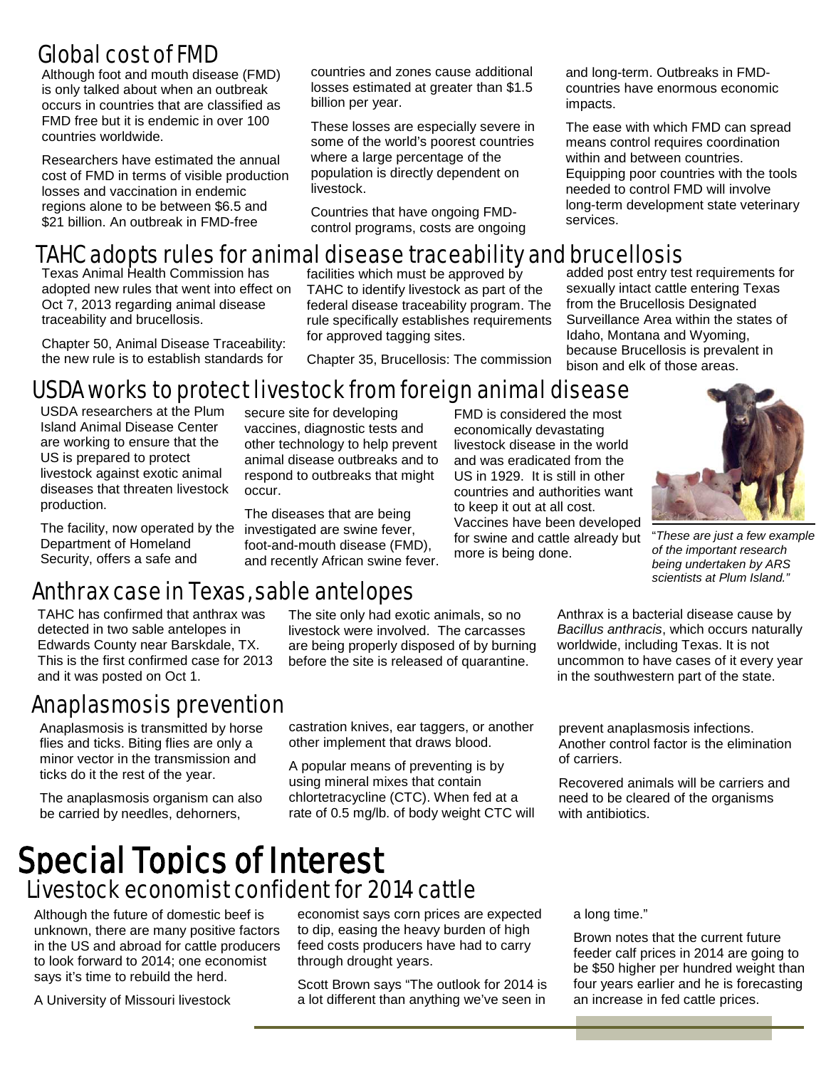## Global cost of FMD

Although foot and mouth disease (FMD) is only talked about when an outbreak occurs in countries that are classified as FMD free but it is endemic in over 100 countries worldwide.

Researchers have estimated the annual cost of FMD in terms of visible production losses and vaccination in endemic regions alone to be between $6.5 and $21 billion. An outbreak in FMD-free countries and zones cause additional losses estimated at greater than $1.5 billion per year.

These losses are especially severe in some of the world's poorest countries where a large percentage of the population is directly dependent on livestock.

Countries that have ongoing FMD-control programs, costs are ongoing and long-term. Outbreaks in FMD-countries have enormous economic impacts.

The ease with which FMD can spread means control requires coordination within and between countries. Equipping poor countries with the tools needed to control FMD will involve long-term development state veterinary services.

## TAHC adopts rules for animal disease traceability and brucellosis

Texas Animal Health Commission has adopted new rules that went into effect on Oct 7, 2013 regarding animal disease traceability and brucellosis.

Chapter 50, Animal Disease Traceability: the new rule is to establish standards for facilities which must be approved by TAHC to identify livestock as part of the federal disease traceability program. The rule specifically establishes requirements for approved tagging sites.

Chapter 35, Brucellosis: The commission added post entry test requirements for sexually intact cattle entering Texas from the Brucellosis Designated Surveillance Area within the states of Idaho, Montana and Wyoming, because Brucellosis is prevalent in bison and elk of those areas.

## USDA works to protect livestock from foreign animal disease

USDA researchers at the Plum Island Animal Disease Center are working to ensure that the US is prepared to protect livestock against exotic animal diseases that threaten livestock production.

The facility, now operated by the Department of Homeland Security, offers a safe and secure site for developing vaccines, diagnostic tests and other technology to help prevent animal disease outbreaks and to respond to outbreaks that might occur.

The diseases that are being investigated are swine fever, foot-and-mouth disease (FMD), and recently African swine fever.

FMD is considered the most economically devastating livestock disease in the world and was eradicated from the US in 1929. It is still in other countries and authorities want to keep it out at all cost. Vaccines have been developed for swine and cattle already but more is being done.

*"These are just a few example of the important research being undertaken by ARS scientists at Plum Island."*

## Anthrax case in Texas, sable antelopes

TAHC has confirmed that anthrax was detected in two sable antelopes in Edwards County near Barskdale, TX. This is the first confirmed case for 2013 and it was posted on Oct 1.

The site only had exotic animals, so no livestock were involved. The carcasses are being properly disposed of by burning before the site is released of quarantine.

Anthrax is a bacterial disease cause by *Bacillus anthracis*, which occurs naturally worldwide, including Texas. It is not uncommon to have cases of it every year in the southwestern part of the state.

## Anaplasmosis prevention

Anaplasmosis is transmitted by horse flies and ticks. Biting flies are only a minor vector in the transmission and ticks do it the rest of the year.

The anaplasmosis organism can also be carried by needles, dehorners, castration knives, ear taggers, or another other implement that draws blood.

A popular means of preventing is by using mineral mixes that contain chlortetracycline (CTC). When fed at a rate of 0.5 mg/lb. of body weight CTC will prevent anaplasmosis infections. Another control factor is the elimination of carriers.

Recovered animals will be carriers and need to be cleared of the organisms with antibiotics.

# Special Topics of Interest

## Livestock economist confident for 2014 cattle

Although the future of domestic beef is unknown, there are many positive factors in the US and abroad for cattle producers to look forward to 2014; one economist says it's time to rebuild the herd.

A University of Missouri livestock economist says corn prices are expected to dip, easing the heavy burden of high feed costs producers have had to carry through drought years.

Scott Brown says "The outlook for 2014 is a lot different than anything we've seen in a long time."

Brown notes that the current future feeder calf prices in 2014 are going to be $50 higher per hundred weight than four years earlier and he is forecasting an increase in fed cattle prices.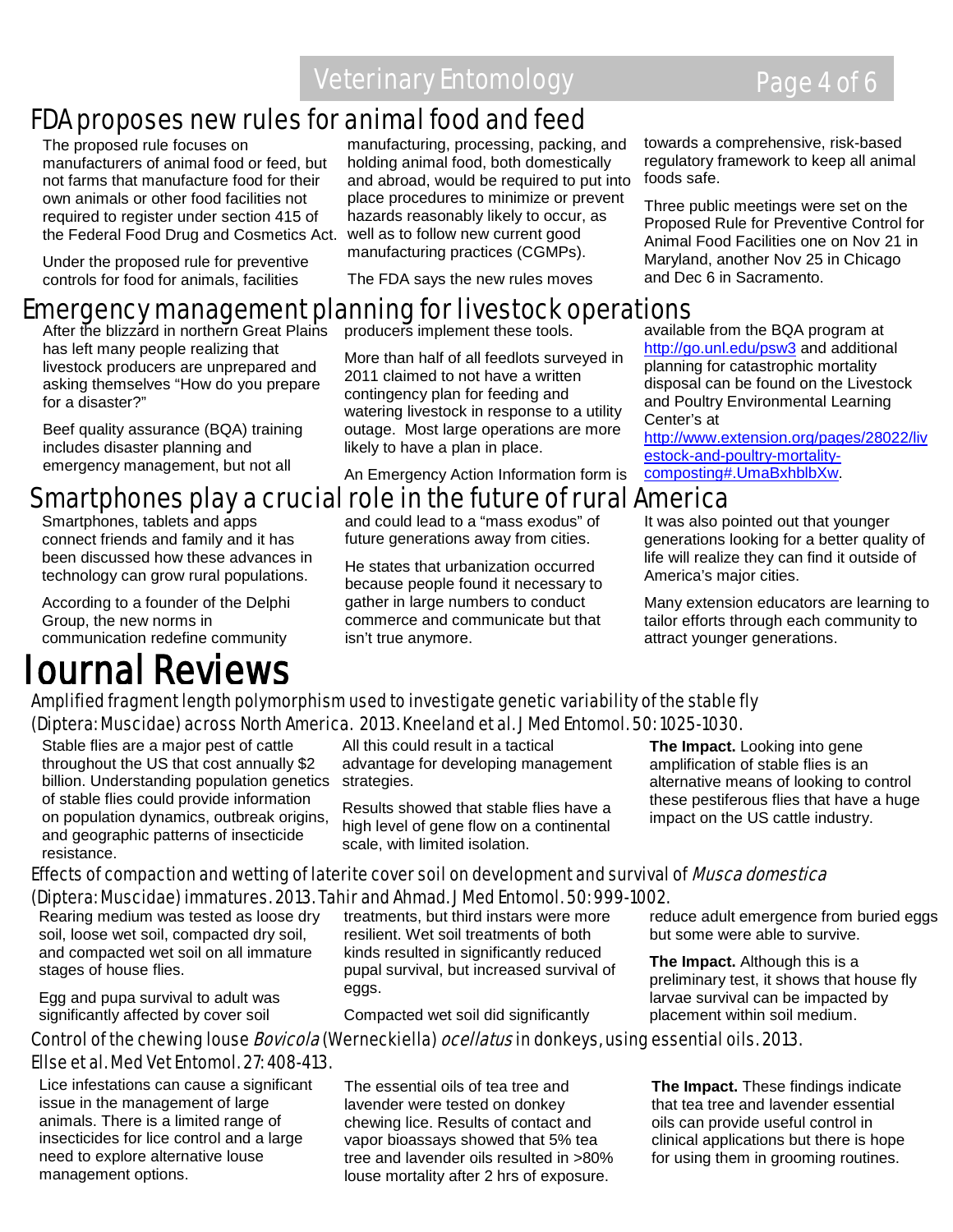## FDA proposes new rules for animal food and feed

The proposed rule focuses on manufacturers of animal food or feed, but not farms that manufacture food for their own animals or other food facilities not required to register under section 415 of the Federal Food Drug and Cosmetics Act.

Under the proposed rule for preventive controls for food for animals, facilities manufacturing, processing, packing, and holding animal food, both domestically and abroad, would be required to put into place procedures to minimize or prevent hazards reasonably likely to occur, as well as to follow new current good manufacturing practices (CGMPs).

The FDA says the new rules moves towards a comprehensive, risk-based regulatory framework to keep all animal foods safe.

Three public meetings were set on the Proposed Rule for Preventive Control for Animal Food Facilities one on Nov 21 in Maryland, another Nov 25 in Chicago and Dec 6 in Sacramento.

## Emergency management planning for livestock operations

After the blizzard in northern Great Plains has left many people realizing that livestock producers are unprepared and asking themselves "How do you prepare for a disaster?"

Beef quality assurance (BQA) training includes disaster planning and emergency management, but not all producers implement these tools.

More than half of all feedlots surveyed in 2011 claimed to not have a written contingency plan for feeding and watering livestock in response to a utility outage. Most large operations are more likely to have a plan in place.

An Emergency Action Information form is available from the BQA program at http://go.unl.edu/psw3 and additional planning for catastrophic mortality disposal can be found on the Livestock and Poultry Environmental Learning Center's at http://www.extension.org/pages/28022/livestock-and-poultry-mortality-composting#.UmaBxhblbXw.

## Smartphones play a crucial role in the future of rural America

Smartphones, tablets and apps connect friends and family and it has been discussed how these advances in technology can grow rural populations.

According to a founder of the Delphi Group, the new norms in communication redefine community and could lead to a "mass exodus" of future generations away from cities.

He states that urbanization occurred because people found it necessary to gather in large numbers to conduct commerce and communicate but that isn't true anymore.

It was also pointed out that younger generations looking for a better quality of life will realize they can find it outside of America's major cities.

Many extension educators are learning to tailor efforts through each community to attract younger generations.

# Journal Reviews

### Amplified fragment length polymorphism used to investigate genetic variability of the stable fly (Diptera: Muscidae) across North America. 2013. Kneeland et al. J Med Entomol. 50: 1025-1030.

Stable flies are a major pest of cattle throughout the US that cost annually $2 billion. Understanding population genetics of stable flies could provide information on population dynamics, outbreak origins, and geographic patterns of insecticide resistance.

All this could result in a tactical advantage for developing management strategies.

Results showed that stable flies have a high level of gene flow on a continental scale, with limited isolation.

**The Impact.** Looking into gene amplification of stable flies is an alternative means of looking to control these pestiferous flies that have a huge impact on the US cattle industry.

### Effects of compaction and wetting of laterite cover soil on development and survival of *Musca domestica* (Diptera: Muscidae) immatures. 2013. Tahir and Ahmad. J Med Entomol. 50: 999-1002.

Rearing medium was tested as loose dry soil, loose wet soil, compacted dry soil, and compacted wet soil on all immature stages of house flies.

Egg and pupa survival to adult was significantly affected by cover soil treatments, but third instars were more resilient. Wet soil treatments of both kinds resulted in significantly reduced pupal survival, but increased survival of eggs.

Compacted wet soil did significantly reduce adult emergence from buried eggs but some were able to survive.

**The Impact.** Although this is a preliminary test, it shows that house fly larvae survival can be impacted by placement within soil medium.

### Control of the chewing louse *Bovicola* (Werneckiella) *ocellatus* in donkeys, using essential oils. 2013. Ellse et al. Med Vet Entomol. 27: 408-413.

Lice infestations can cause a significant issue in the management of large animals. There is a limited range of insecticides for lice control and a large need to explore alternative louse management options.

The essential oils of tea tree and lavender were tested on donkey chewing lice. Results of contact and vapor bioassays showed that 5% tea tree and lavender oils resulted in >80% louse mortality after 2 hrs of exposure.

**The Impact.** These findings indicate that tea tree and lavender essential oils can provide useful control in clinical applications but there is hope for using them in grooming routines.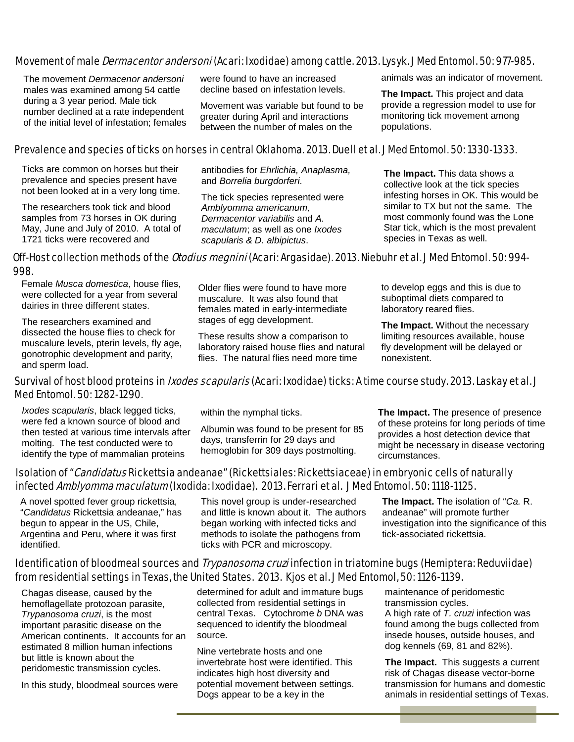## Movement of male *Dermacentor andersoni* (Acari: Ixodidae) among cattle. 2013. Lysyk. J Med Entomol. 50: 977-985.

The movement *Dermacenor andersoni* males was examined among 54 cattle during a 3 year period. Male tick number declined at a rate independent of the initial level of infestation; females were found to have an increased decline based on infestation levels.

Movement was variable but found to be greater during April and interactions between the number of males on the animals was an indicator of movement.

**The Impact.** This project and data provide a regression model to use for monitoring tick movement among populations.

## Prevalence and species of ticks on horses in central Oklahoma. 2013. Duell et al. J Med Entomol. 50: 1330-1333.

Ticks are common on horses but their prevalence and species present have not been looked at in a very long time.

The researchers took tick and blood samples from 73 horses in OK during May, June and July of 2010. A total of 1721 ticks were recovered and antibodies for *Ehrlichia, Anaplasma,* and *Borrelia burgdorferi*.

The tick species represented were *Amblyomma americanum, Dermacentor variabilis* and *A. maculatum*; as well as one *Ixodes scapularis & D. albipictus*.

**The Impact.** This data shows a collective look at the tick species infesting horses in OK. This would be similar to TX but not the same. The most commonly found was the Lone Star tick, which is the most prevalent species in Texas as well.

## Off-Host collection methods of the *Otodius megnini* (Acari: Argasidae). 2013. Niebuhr et al. J Med Entomol. 50: 994-998.

Female *Musca domestica*, house flies, were collected for a year from several dairies in three different states.

The researchers examined and dissected the house flies to check for muscalure levels, pterin levels, fly age, gonotrophic development and parity, and sperm load.

Older flies were found to have more muscalure. It was also found that females mated in early-intermediate stages of egg development.

These results show a comparison to laboratory raised house flies and natural flies. The natural flies need more time to develop eggs and this is due to suboptimal diets compared to laboratory reared flies.

**The Impact.** Without the necessary limiting resources available, house fly development will be delayed or nonexistent.

## Survival of host blood proteins in *Ixodes scapularis* (Acari: Ixodidae) ticks: A time course study. 2013. Laskay et al. J Med Entomol. 50: 1282-1290.

*Ixodes scapularis*, black legged ticks, were fed a known source of blood and then tested at various time intervals after molting. The test conducted were to identify the type of mammalian proteins within the nymphal ticks.

Albumin was found to be present for 85 days, transferrin for 29 days and hemoglobin for 309 days postmolting.

**The Impact.** The presence of presence of these proteins for long periods of time provides a host detection device that might be necessary in disease vectoring circumstances.

## Isolation of "*Candidatus* Rickettsia andeanae" (Rickettsiales: Rickettsiaceae) in embryonic cells of naturally infected *Amblyomma maculatum* (Ixodida: Ixodidae). 2013. Ferrari et al. J Med Entomol. 50: 1118-1125.

A novel spotted fever group rickettsia, "*Candidatus* Rickettsia andeanae," has begun to appear in the US, Chile, Argentina and Peru, where it was first identified.

This novel group is under-researched and little is known about it. The authors began working with infected ticks and methods to isolate the pathogens from ticks with PCR and microscopy.

**The Impact.** The isolation of "*Ca.* R. andeanae" will promote further investigation into the significance of this tick-associated rickettsia.

## Identification of bloodmeal sources and *Trypanosoma cruzi* infection in triatomine bugs (Hemiptera: Reduviidae) from residential settings in Texas, the United States. 2013. Kjos et al. J Med Entomol, 50: 1126-1139.

Chagas disease, caused by the hemoflagellate protozoan parasite, *Trypanosoma cruzi*, is the most important parasitic disease on the American continents. It accounts for an estimated 8 million human infections but little is known about the peridomestic transmission cycles.

In this study, bloodmeal sources were determined for adult and immature bugs collected from residential settings in central Texas. Cytochrome *b* DNA was sequenced to identify the bloodmeal source.

Nine vertebrate hosts and one invertebrate host were identified. This indicates high host diversity and potential movement between settings. Dogs appear to be a key in the maintenance of peridomestic transmission cycles.

A high rate of *T. cruzi* infection was found among the bugs collected from insede houses, outside houses, and dog kennels (69, 81 and 82%).

**The Impact.** This suggests a current risk of Chagas disease vector-borne transmission for humans and domestic animals in residential settings of Texas.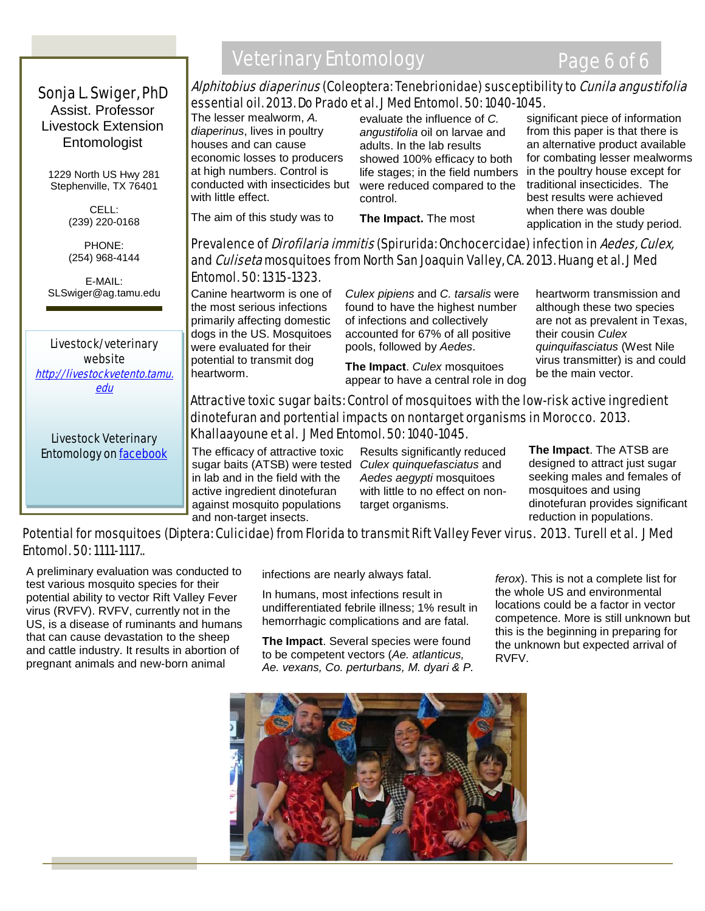### *Alphitobius diaperinus* (Coleoptera: Tenebrionidae) susceptibility to *Cunila angustifolia* essential oil. 2013. Do Prado et al. J Med Entomol. 50: 1040-1045.

The lesser mealworm, *A. diaperinus*, lives in poultry houses and can cause economic losses to producers at high numbers. Control is conducted with insecticides but with little effect.

The aim of this study was to evaluate the influence of *C. angustifolia* oil on larvae and adults. In the lab results showed 100% efficacy to both life stages; in the field numbers were reduced compared to the control.

**The Impact.** The most significant piece of information from this paper is that there is an alternative product available for combating lesser mealworms in the poultry house except for traditional insecticides. The best results were achieved when there was double application in the study period.

### Prevalence of *Dirofilaria immitis* (Spirurida: Onchocercidae) infection in *Aedes*, *Culex*, and *Culiseta* mosquitoes from North San Joaquin Valley, CA. 2013. Huang et al. J Med Entomol. 50: 1315-1323.

Canine heartworm is one of the most serious infections primarily affecting domestic dogs in the US. Mosquitoes were evaluated for their potential to transmit dog heartworm.

*Culex pipiens* and *C. tarsalis* were found to have the highest number of infections and collectively accounted for 67% of all positive pools, followed by *Aedes*.

**The Impact**. *Culex* mosquitoes appear to have a central role in dog heartworm transmission and although these two species are not as prevalent in Texas, their cousin *Culex quinquifasciatus* (West Nile virus transmitter) is and could be the main vector.

### Attractive toxic sugar baits: Control of mosquitoes with the low-risk active ingredient dinotefuran and potential impacts on nontarget organisms in Morocco. 2013. Khallaayoune et al. J Med Entomol. 50: 1040-1045.

The efficacy of attractive toxic sugar baits (ATSB) were tested in lab and in the field with the active ingredient dinotefuran against mosquito populations and non-target insects.

Results significantly reduced *Culex quinquefasciatus* and *Aedes aegypti* mosquitoes with little to no effect on non-target organisms.

**The Impact**. The ATSB are designed to attract just sugar seeking males and females of mosquitoes and using dinotefuran provides significant reduction in populations.

### Potential for mosquitoes (Diptera: Culicidae) from Florida to transmit Rift Valley Fever virus. 2013. Turell et al. J Med Entomol. 50: 1111-1117..

A preliminary evaluation was conducted to test various mosquito species for their potential ability to vector Rift Valley Fever virus (RVFV). RVFV, currently not in the US, is a disease of ruminants and humans that can cause devastation to the sheep and cattle industry. It results in abortion of pregnant animals and new-born animal infections are nearly always fatal.

In humans, most infections result in undifferentiated febrile illness; 1% result in hemorrhagic complications and are fatal.

**The Impact**. Several species were found to be competent vectors (*Ae. atlanticus, Ae. vexans, Co. perturbans, M. dyari & P. ferox*). This is not a complete list for the whole US and environmental locations could be a factor in vector competence. More is still unknown but this is the beginning in preparing for the unknown but expected arrival of RVFV.

---

Sonja L. Swiger, PhD
Assist. Professor
Livestock Extension Entomologist

1229 North US Hwy 281
Stephenville, TX 76401

CELL:
(239) 220-0168

PHONE:
(254) 968-4144

E-MAIL:
SLSwiger@ag.tamu.edu

Livestock/veterinary website
[http://livestockvetento.tamu.edu](http://livestockvetento.tamu.edu)

Livestock Veterinary Entomology on [facebook](facebook)